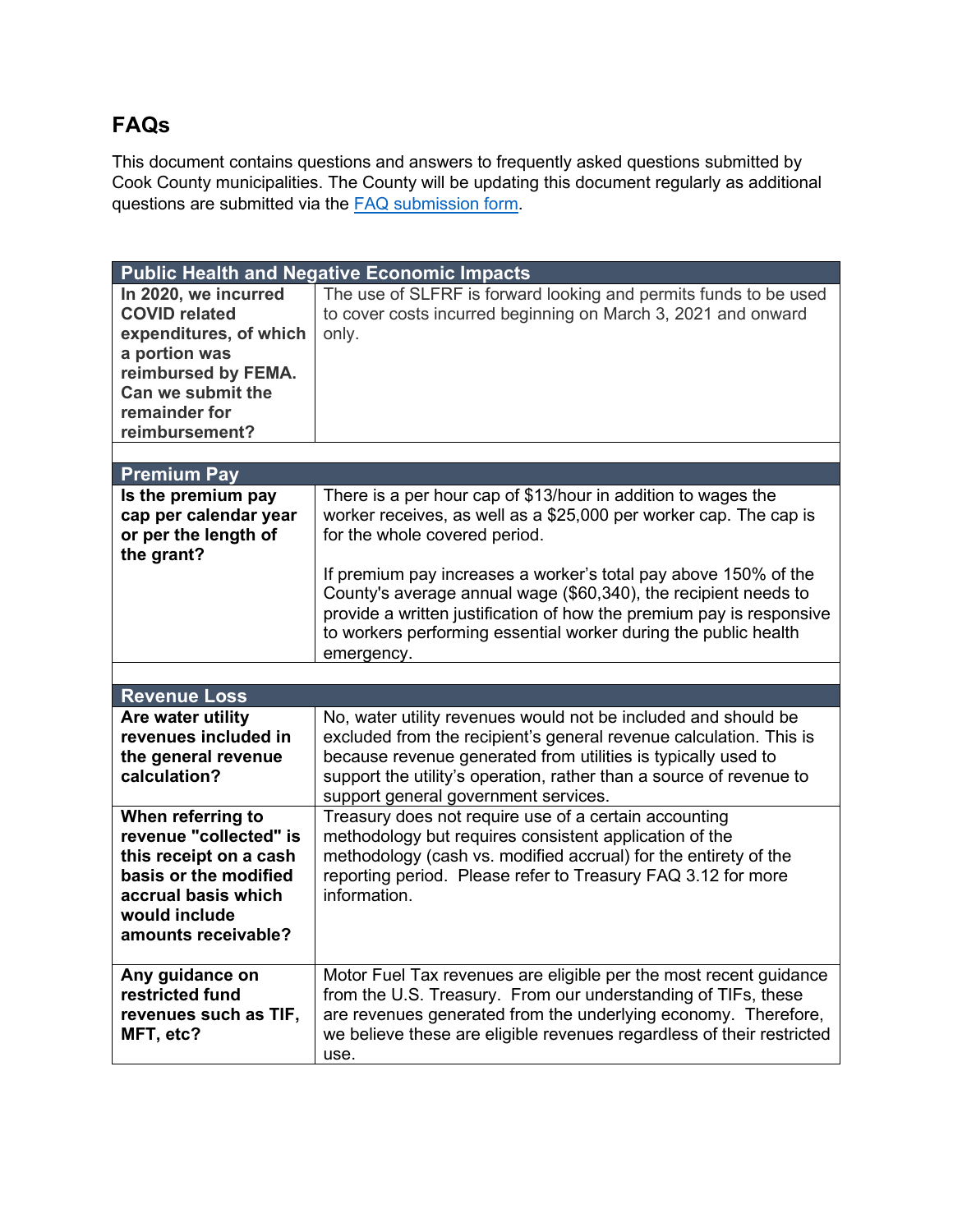## FAQs

This document contains questions and answers to frequently asked questions submitted by Cook County municipalities. The County will be updating this document regularly as additional questions are submitted via the [FAQ submission form](#).

| Public Health and Negative Economic Impacts | |
|---|---|
| **In 2020, we incurred COVID related expenditures, of which a portion was reimbursed by FEMA. Can we submit the remainder for reimbursement?** | The use of SLFRF is forward looking and permits funds to be used to cover costs incurred beginning on March 3, 2021 and onward only. |

| Premium Pay | |
|---|---|
| **Is the premium pay cap per calendar year or per the length of the grant?** | There is a per hour cap of $13/hour in addition to wages the worker receives, as well as a $25,000 per worker cap. The cap is for the whole covered period.<br><br>If premium pay increases a worker's total pay above 150% of the County's average annual wage ($60,340), the recipient needs to provide a written justification of how the premium pay is responsive to workers performing essential worker during the public health emergency. |

| Revenue Loss | |
|---|---|
| **Are water utility revenues included in the general revenue calculation?** | No, water utility revenues would not be included and should be excluded from the recipient's general revenue calculation. This is because revenue generated from utilities is typically used to support the utility's operation, rather than a source of revenue to support general government services. |
| **When referring to revenue "collected" is this receipt on a cash basis or the modified accrual basis which would include amounts receivable?** | Treasury does not require use of a certain accounting methodology but requires consistent application of the methodology (cash vs. modified accrual) for the entirety of the reporting period. Please refer to Treasury FAQ 3.12 for more information. |
| **Any guidance on restricted fund revenues such as TIF, MFT, etc?** | Motor Fuel Tax revenues are eligible per the most recent guidance from the U.S. Treasury. From our understanding of TIFs, these are revenues generated from the underlying economy. Therefore, we believe these are eligible revenues regardless of their restricted use. |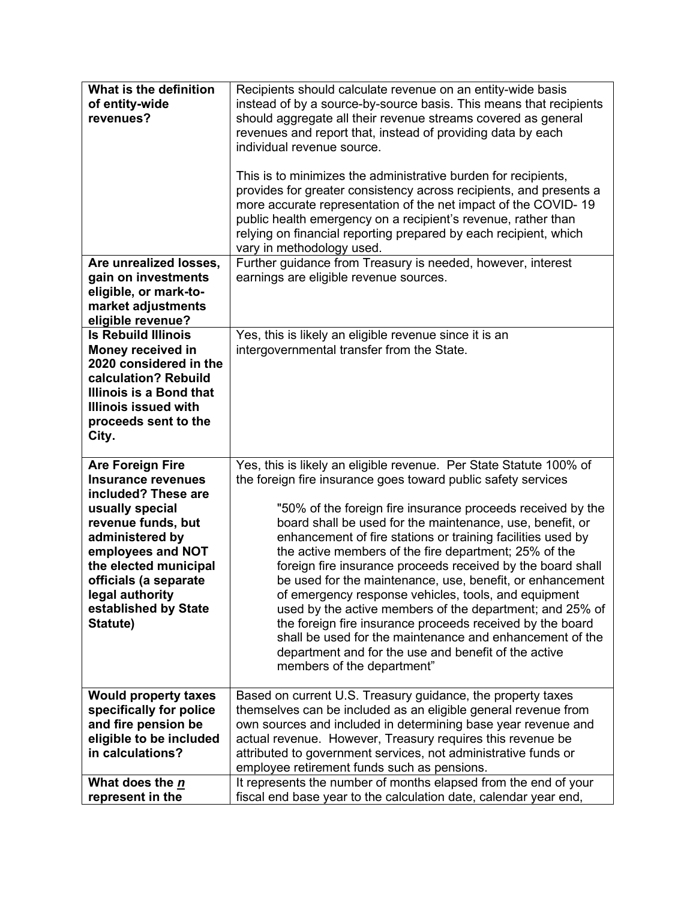| | |
|---|---|
| **What is the definition of entity-wide revenues?** | Recipients should calculate revenue on an entity-wide basis instead of by a source-by-source basis. This means that recipients should aggregate all their revenue streams covered as general revenues and report that, instead of providing data by each individual revenue source.<br><br>This is to minimizes the administrative burden for recipients, provides for greater consistency across recipients, and presents a more accurate representation of the net impact of the COVID- 19 public health emergency on a recipient's revenue, rather than relying on financial reporting prepared by each recipient, which vary in methodology used. |
| **Are unrealized losses, gain on investments eligible, or mark-to-market adjustments eligible revenue?** | Further guidance from Treasury is needed, however, interest earnings are eligible revenue sources. |
| **Is Rebuild Illinois Money received in 2020 considered in the calculation? Rebuild Illinois is a Bond that Illinois issued with proceeds sent to the City.** | Yes, this is likely an eligible revenue since it is an intergovernmental transfer from the State. |
| **Are Foreign Fire Insurance revenues included? These are usually special revenue funds, but administered by employees and NOT the elected municipal officials (a separate legal authority established by State Statute)** | Yes, this is likely an eligible revenue. Per State Statute 100% of the foreign fire insurance goes toward public safety services<br><br>"50% of the foreign fire insurance proceeds received by the board shall be used for the maintenance, use, benefit, or enhancement of fire stations or training facilities used by the active members of the fire department; 25% of the foreign fire insurance proceeds received by the board shall be used for the maintenance, use, benefit, or enhancement of emergency response vehicles, tools, and equipment used by the active members of the department; and 25% of the foreign fire insurance proceeds received by the board shall be used for the maintenance and enhancement of the department and for the use and benefit of the active members of the department" |
| **Would property taxes specifically for police and fire pension be eligible to be included in calculations?** | Based on current U.S. Treasury guidance, the property taxes themselves can be included as an eligible general revenue from own sources and included in determining base year revenue and actual revenue. However, Treasury requires this revenue be attributed to government services, not administrative funds or employee retirement funds such as pensions. |
| **What does the _n_ represent in the** | It represents the number of months elapsed from the end of your fiscal end base year to the calculation date, calendar year end, |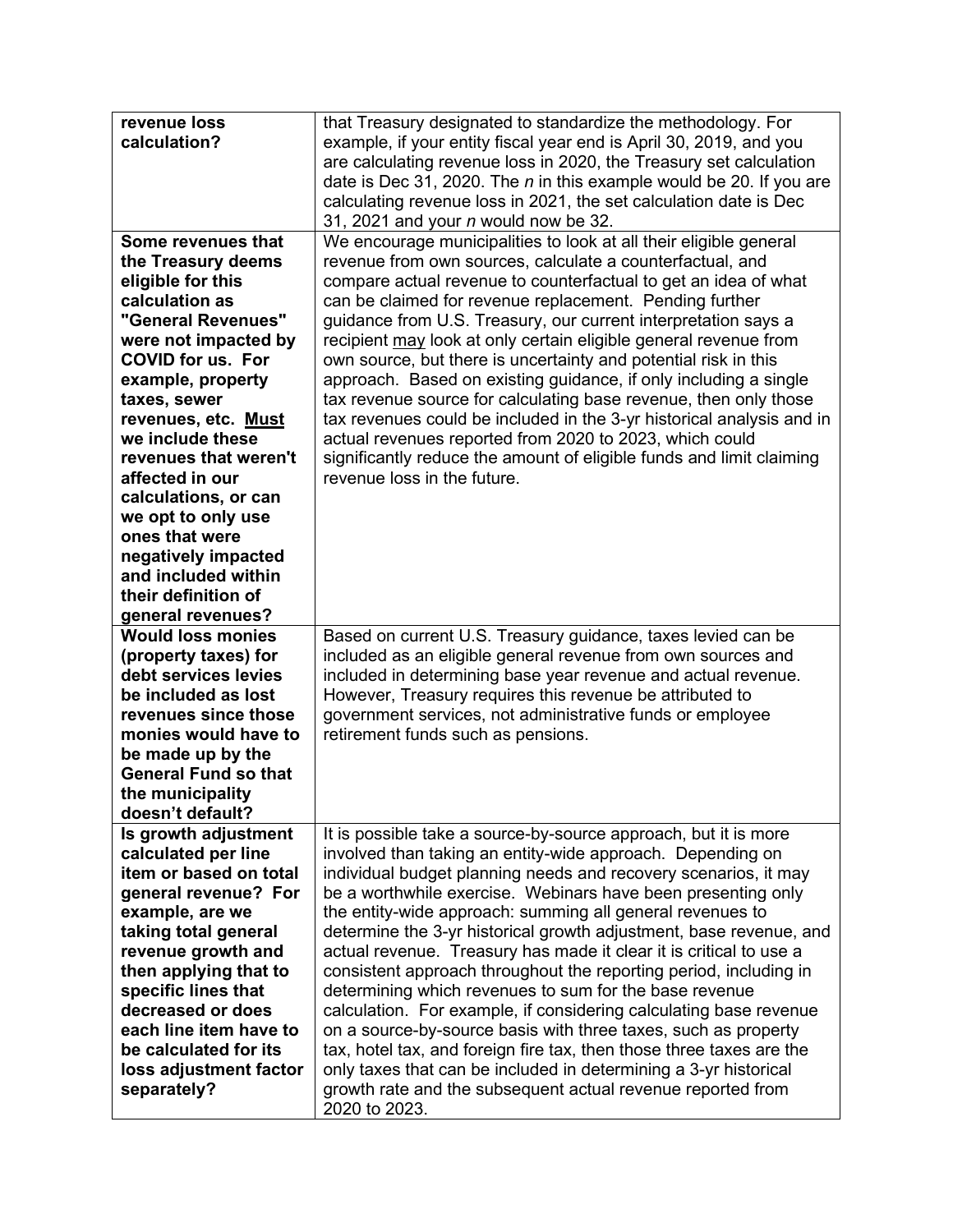| | |
|---|---|
| **revenue loss calculation?** | that Treasury designated to standardize the methodology. For example, if your entity fiscal year end is April 30, 2019, and you are calculating revenue loss in 2020, the Treasury set calculation date is Dec 31, 2020. The *n* in this example would be 20. If you are calculating revenue loss in 2021, the set calculation date is Dec 31, 2021 and your *n* would now be 32. |
| **Some revenues that the Treasury deems eligible for this calculation as "General Revenues" were not impacted by COVID for us. For example, property taxes, sewer revenues, etc. <u>Must</u> we include these revenues that weren't affected in our calculations, or can we opt to only use ones that were negatively impacted and included within their definition of general revenues?** | We encourage municipalities to look at all their eligible general revenue from own sources, calculate a counterfactual, and compare actual revenue to counterfactual to get an idea of what can be claimed for revenue replacement. Pending further guidance from U.S. Treasury, our current interpretation says a recipient <u>may</u> look at only certain eligible general revenue from own source, but there is uncertainty and potential risk in this approach. Based on existing guidance, if only including a single tax revenue source for calculating base revenue, then only those tax revenues could be included in the 3-yr historical analysis and in actual revenues reported from 2020 to 2023, which could significantly reduce the amount of eligible funds and limit claiming revenue loss in the future. |
| **Would loss monies (property taxes) for debt services levies be included as lost revenues since those monies would have to be made up by the General Fund so that the municipality doesn't default?** | Based on current U.S. Treasury guidance, taxes levied can be included as an eligible general revenue from own sources and included in determining base year revenue and actual revenue. However, Treasury requires this revenue be attributed to government services, not administrative funds or employee retirement funds such as pensions. |
| **Is growth adjustment calculated per line item or based on total general revenue? For example, are we taking total general revenue growth and then applying that to specific lines that decreased or does each line item have to be calculated for its loss adjustment factor separately?** | It is possible take a source-by-source approach, but it is more involved than taking an entity-wide approach. Depending on individual budget planning needs and recovery scenarios, it may be a worthwhile exercise. Webinars have been presenting only the entity-wide approach: summing all general revenues to determine the 3-yr historical growth adjustment, base revenue, and actual revenue. Treasury has made it clear it is critical to use a consistent approach throughout the reporting period, including in determining which revenues to sum for the base revenue calculation. For example, if considering calculating base revenue on a source-by-source basis with three taxes, such as property tax, hotel tax, and foreign fire tax, then those three taxes are the only taxes that can be included in determining a 3-yr historical growth rate and the subsequent actual revenue reported from 2020 to 2023. |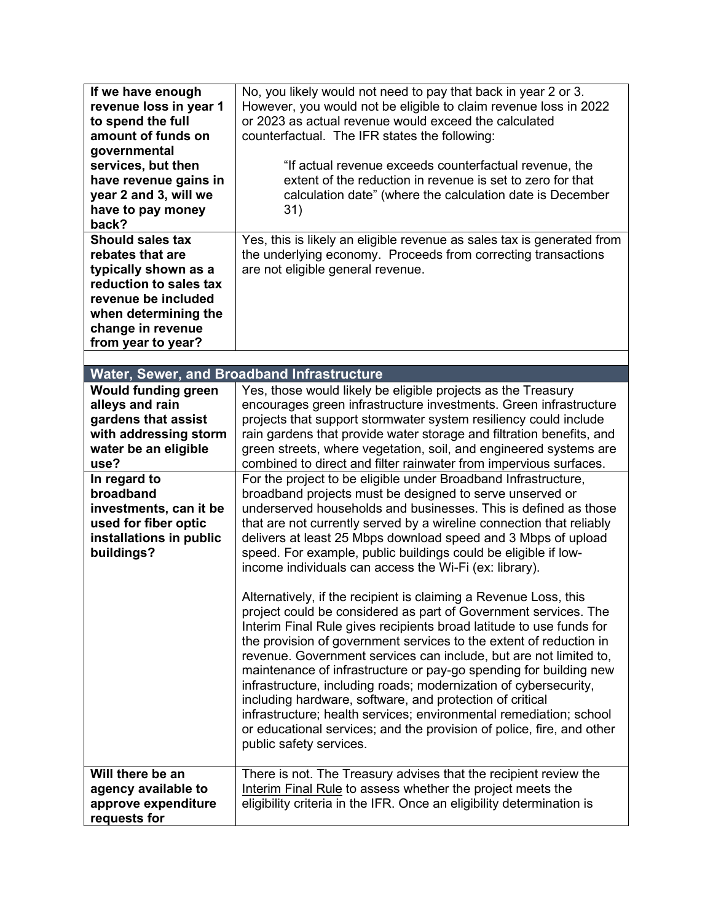| | |
|---|---|
| **If we have enough revenue loss in year 1 to spend the full amount of funds on governmental services, but then have revenue gains in year 2 and 3, will we have to pay money back?** | No, you likely would not need to pay that back in year 2 or 3. However, you would not be eligible to claim revenue loss in 2022 or 2023 as actual revenue would exceed the calculated counterfactual. The IFR states the following:<br><br>"If actual revenue exceeds counterfactual revenue, the extent of the reduction in revenue is set to zero for that calculation date" (where the calculation date is December 31) |
| **Should sales tax rebates that are typically shown as a reduction to sales tax revenue be included when determining the change in revenue from year to year?** | Yes, this is likely an eligible revenue as sales tax is generated from the underlying economy. Proceeds from correcting transactions are not eligible general revenue. |
| | |
| **Water, Sewer, and Broadband Infrastructure** | |
| **Would funding green alleys and rain gardens that assist with addressing storm water be an eligible use?** | Yes, those would likely be eligible projects as the Treasury encourages green infrastructure investments. Green infrastructure projects that support stormwater system resiliency could include rain gardens that provide water storage and filtration benefits, and green streets, where vegetation, soil, and engineered systems are combined to direct and filter rainwater from impervious surfaces. |
| **In regard to broadband investments, can it be used for fiber optic installations in public buildings?** | For the project to be eligible under Broadband Infrastructure, broadband projects must be designed to serve unserved or underserved households and businesses. This is defined as those that are not currently served by a wireline connection that reliably delivers at least 25 Mbps download speed and 3 Mbps of upload speed. For example, public buildings could be eligible if low-income individuals can access the Wi-Fi (ex: library).<br><br>Alternatively, if the recipient is claiming a Revenue Loss, this project could be considered as part of Government services. The Interim Final Rule gives recipients broad latitude to use funds for the provision of government services to the extent of reduction in revenue. Government services can include, but are not limited to, maintenance of infrastructure or pay-go spending for building new infrastructure, including roads; modernization of cybersecurity, including hardware, software, and protection of critical infrastructure; health services; environmental remediation; school or educational services; and the provision of police, fire, and other public safety services. |
| **Will there be an agency available to approve expenditure requests for** | There is not. The Treasury advises that the recipient review the Interim Final Rule to assess whether the project meets the eligibility criteria in the IFR. Once an eligibility determination is |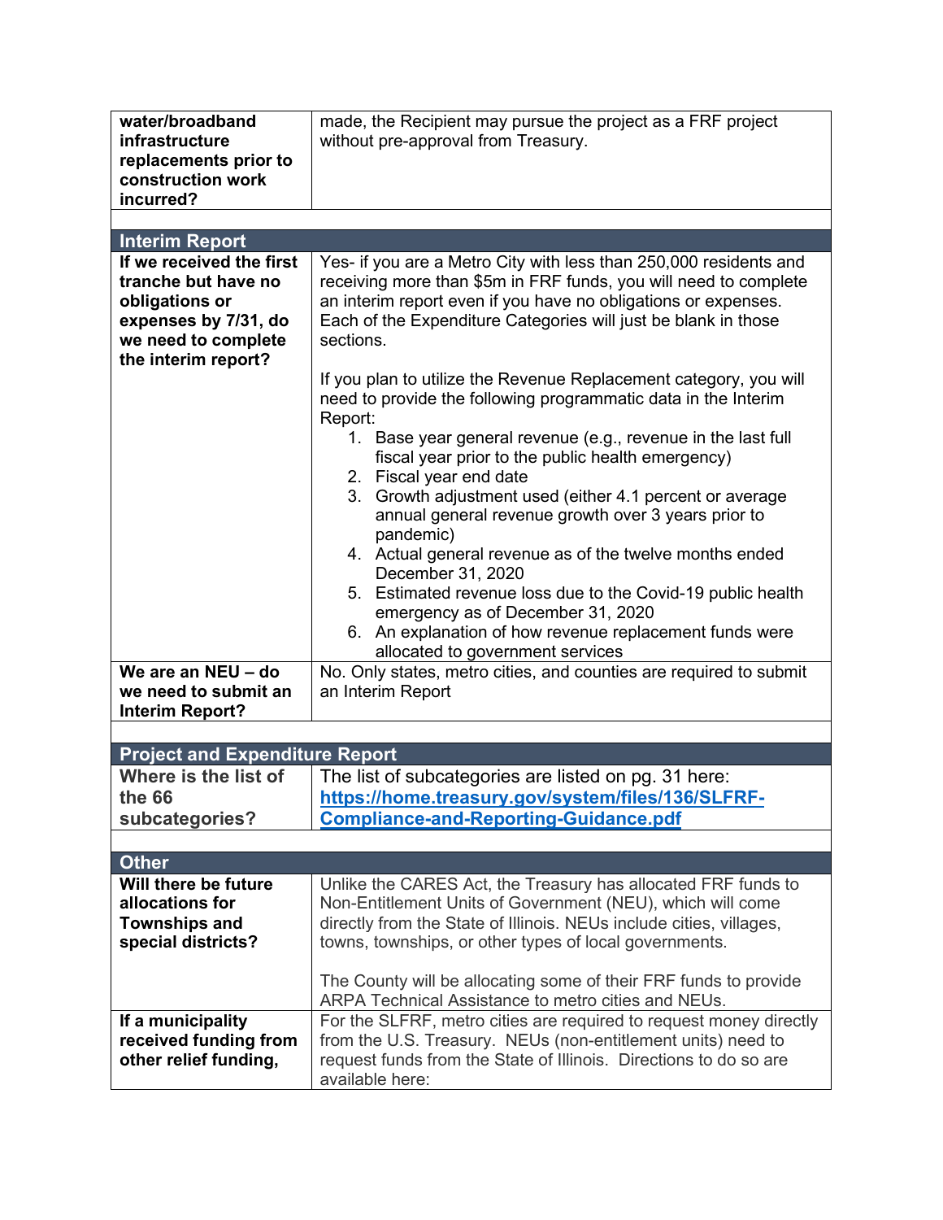| | |
|---|---|
| **water/broadband infrastructure replacements prior to construction work incurred?** | made, the Recipient may pursue the project as a FRF project without pre-approval from Treasury. |
| | |
| **Interim Report** | |
| **If we received the first tranche but have no obligations or expenses by 7/31, do we need to complete the interim report?** | Yes- if you are a Metro City with less than 250,000 residents and receiving more than $5m in FRF funds, you will need to complete an interim report even if you have no obligations or expenses. Each of the Expenditure Categories will just be blank in those sections.<br><br>If you plan to utilize the Revenue Replacement category, you will need to provide the following programmatic data in the Interim Report:<br>1. Base year general revenue (e.g., revenue in the last full fiscal year prior to the public health emergency)<br>2. Fiscal year end date<br>3. Growth adjustment used (either 4.1 percent or average annual general revenue growth over 3 years prior to pandemic)<br>4. Actual general revenue as of the twelve months ended December 31, 2020<br>5. Estimated revenue loss due to the Covid-19 public health emergency as of December 31, 2020<br>6. An explanation of how revenue replacement funds were allocated to government services |
| **We are an NEU – do we need to submit an Interim Report?** | No. Only states, metro cities, and counties are required to submit an Interim Report |
| | |
| **Project and Expenditure Report** | |
| **Where is the list of the 66 subcategories?** | The list of subcategories are listed on pg. 31 here: [https://home.treasury.gov/system/files/136/SLFRF-Compliance-and-Reporting-Guidance.pdf](https://home.treasury.gov/system/files/136/SLFRF-Compliance-and-Reporting-Guidance.pdf) |
| | |
| **Other** | |
| **Will there be future allocations for Townships and special districts?** | Unlike the CARES Act, the Treasury has allocated FRF funds to Non-Entitlement Units of Government (NEU), which will come directly from the State of Illinois. NEUs include cities, villages, towns, townships, or other types of local governments.<br><br>The County will be allocating some of their FRF funds to provide ARPA Technical Assistance to metro cities and NEUs. |
| **If a municipality received funding from other relief funding,** | For the SLFRF, metro cities are required to request money directly from the U.S. Treasury. NEUs (non-entitlement units) need to request funds from the State of Illinois. Directions to do so are available here: |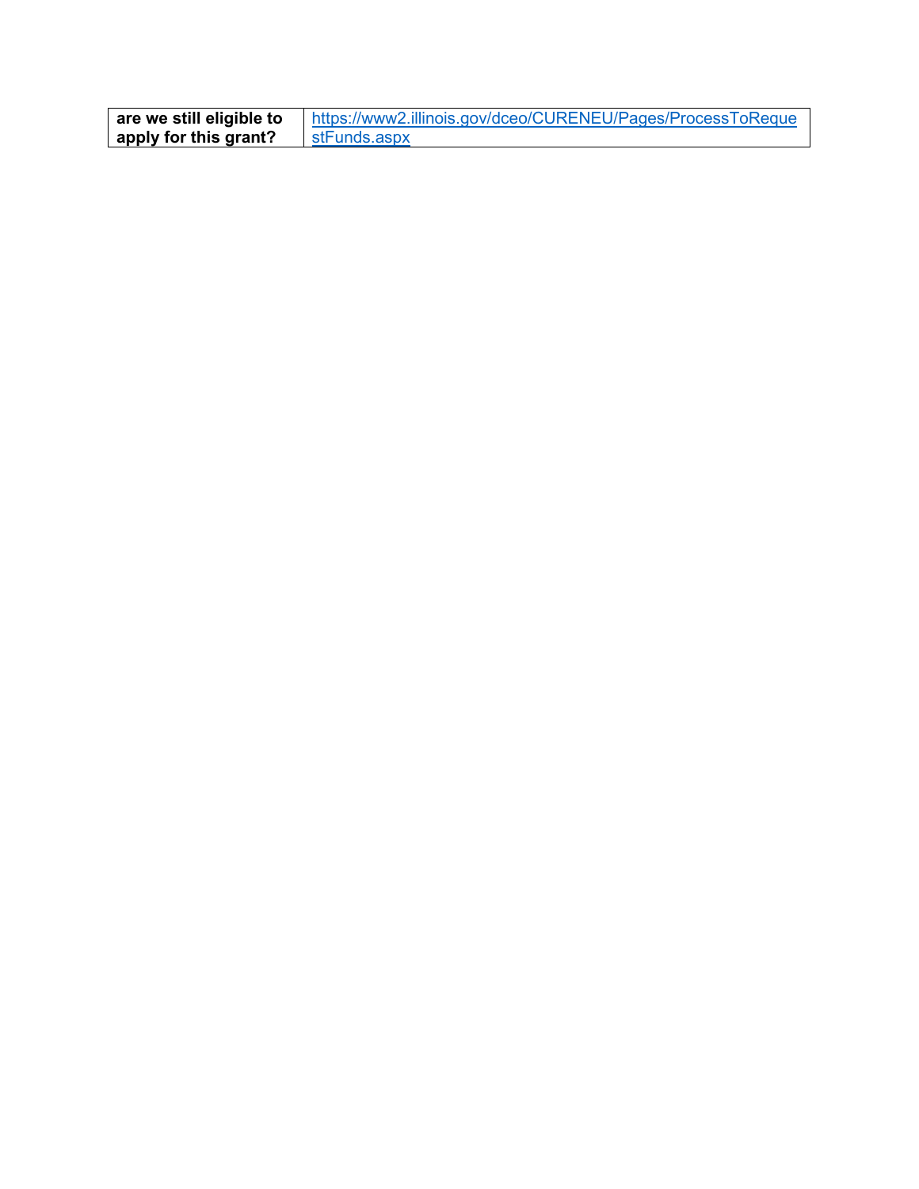| | |
|---|---|
| **are we still eligible to apply for this grant?** | https://www2.illinois.gov/dceo/CURENEU/Pages/ProcessToRequestFunds.aspx |